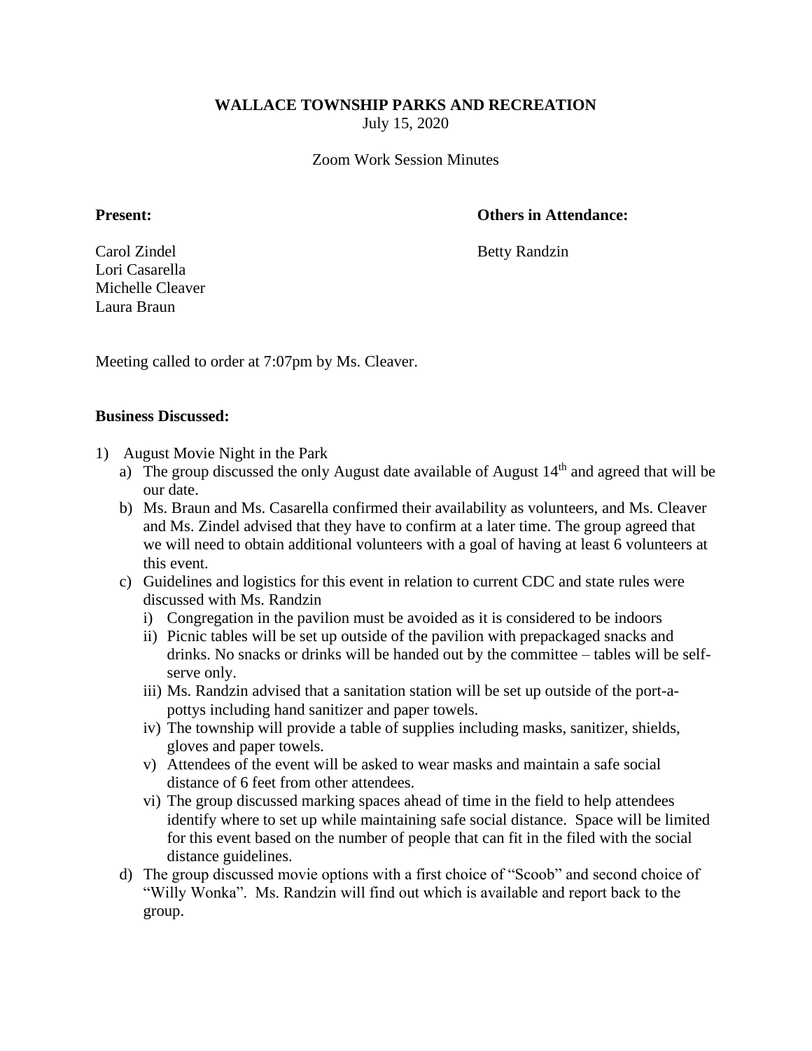# WALLACE TOWNSHIP PARKS AND RECREATION

July 15, 2020

Zoom Work Session Minutes

**Present:**

Carol Zindel
Lori Casarella
Michelle Cleaver
Laura Braun

**Others in Attendance:**

Betty Randzin

Meeting called to order at 7:07pm by Ms. Cleaver.

**Business Discussed:**

1) August Movie Night in the Park
   a) The group discussed the only August date available of August 14th and agreed that will be our date.
   b) Ms. Braun and Ms. Casarella confirmed their availability as volunteers, and Ms. Cleaver and Ms. Zindel advised that they have to confirm at a later time. The group agreed that we will need to obtain additional volunteers with a goal of having at least 6 volunteers at this event.
   c) Guidelines and logistics for this event in relation to current CDC and state rules were discussed with Ms. Randzin
      i) Congregation in the pavilion must be avoided as it is considered to be indoors
      ii) Picnic tables will be set up outside of the pavilion with prepackaged snacks and drinks. No snacks or drinks will be handed out by the committee – tables will be self-serve only.
      iii) Ms. Randzin advised that a sanitation station will be set up outside of the port-a-pottys including hand sanitizer and paper towels.
      iv) The township will provide a table of supplies including masks, sanitizer, shields, gloves and paper towels.
      v) Attendees of the event will be asked to wear masks and maintain a safe social distance of 6 feet from other attendees.
      vi) The group discussed marking spaces ahead of time in the field to help attendees identify where to set up while maintaining safe social distance. Space will be limited for this event based on the number of people that can fit in the filed with the social distance guidelines.
   d) The group discussed movie options with a first choice of "Scoob" and second choice of "Willy Wonka". Ms. Randzin will find out which is available and report back to the group.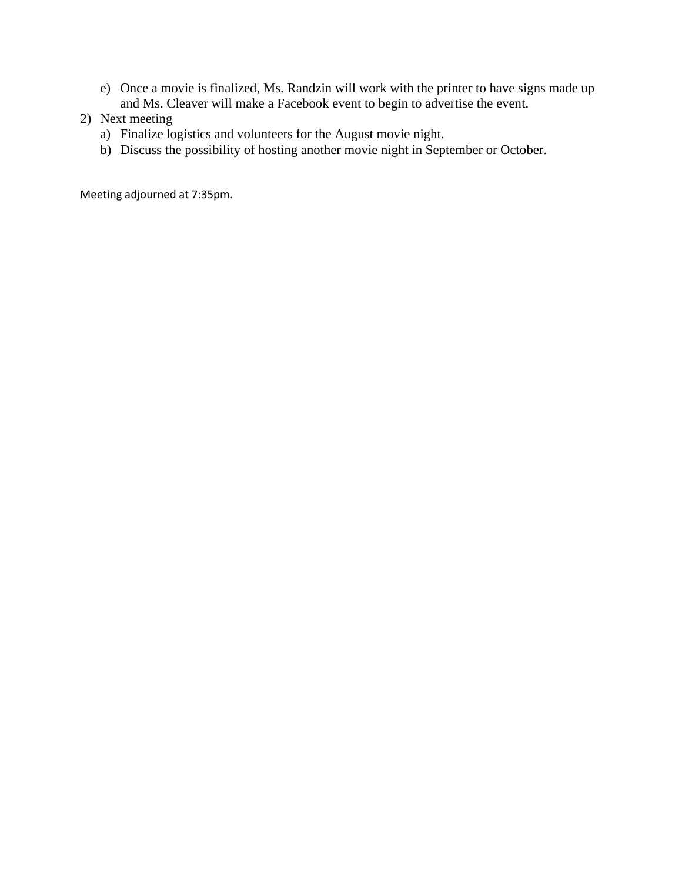e) Once a movie is finalized, Ms. Randzin will work with the printer to have signs made up and Ms. Cleaver will make a Facebook event to begin to advertise the event.

2) Next meeting
   a) Finalize logistics and volunteers for the August movie night.
   b) Discuss the possibility of hosting another movie night in September or October.

Meeting adjourned at 7:35pm.